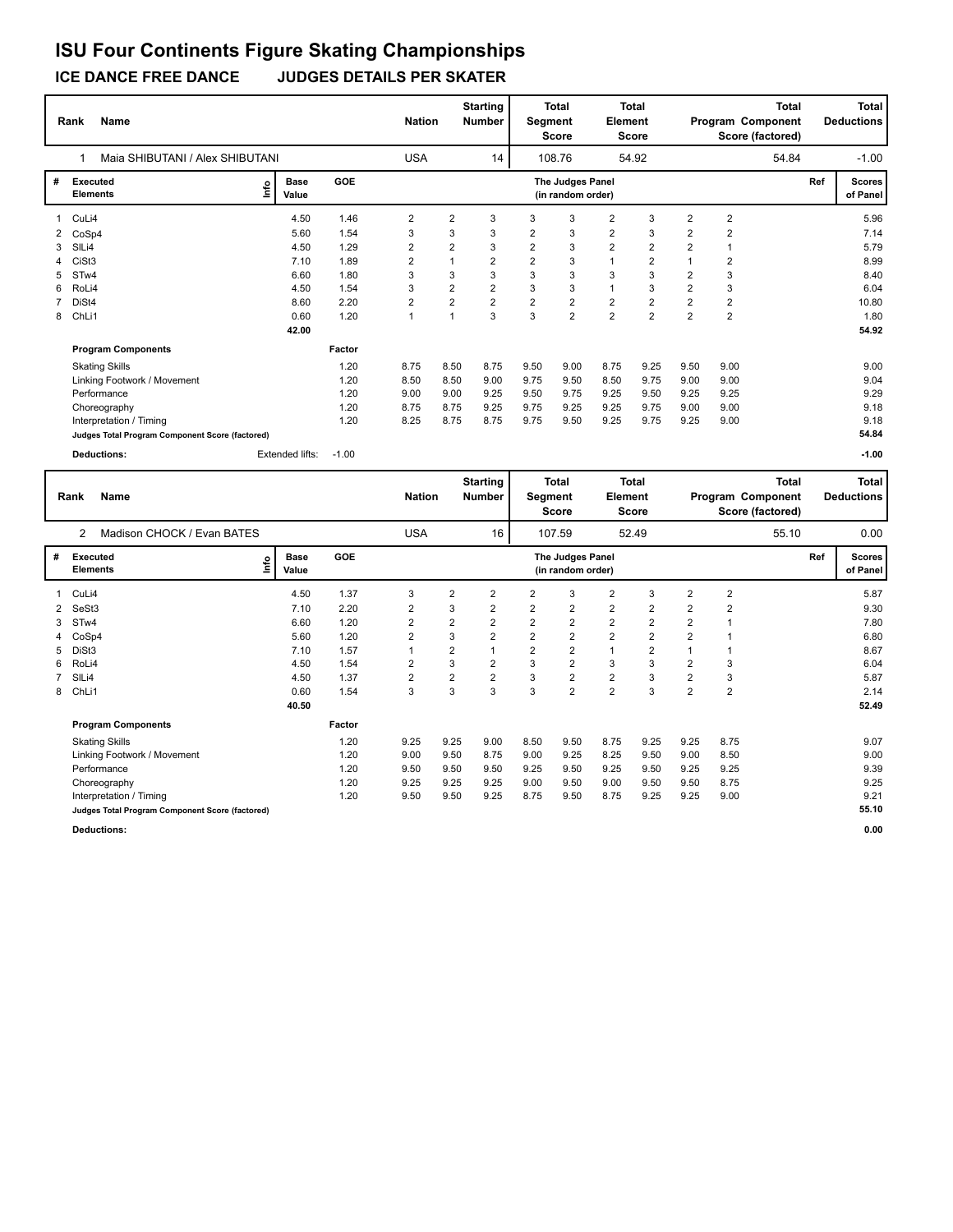# ISU Four Continents Figure Skating Championships

## ICE DANCE FREE DANCE JUDGES DETAILS PER SKATER

| Rank | Name | Nation | Starting Number | Total Segment Score | Total Element Score | Total Program Component Score (factored) | Total Deductions |
|---|---|---|---|---|---|---|---|
| 1 | Maia SHIBUTANI / Alex SHIBUTANI | USA | 14 | 108.76 | 54.92 | 54.84 | -1.00 |

| # | Executed Elements | Info | Base Value | GOE | | | | | The Judges Panel (in random order) | | | | | Ref | Scores of Panel |
|---|---|---|---|---|---|---|---|---|---|---|---|---|---|---|---|
| 1 | CuLi4 | | 4.50 | 1.46 | 2 | 2 | 3 | 3 | 3 | 2 | 3 | 2 | 2 | | 5.96 |
| 2 | CoSp4 | | 5.60 | 1.54 | 3 | 3 | 3 | 2 | 3 | 2 | 3 | 2 | 2 | | 7.14 |
| 3 | SlLi4 | | 4.50 | 1.29 | 2 | 2 | 3 | 2 | 3 | 2 | 2 | 2 | 1 | | 5.79 |
| 4 | CiSt3 | | 7.10 | 1.89 | 2 | 1 | 2 | 2 | 3 | 1 | 2 | 1 | 2 | | 8.99 |
| 5 | STw4 | | 6.60 | 1.80 | 3 | 3 | 3 | 3 | 3 | 3 | 3 | 2 | 3 | | 8.40 |
| 6 | RoLi4 | | 4.50 | 1.54 | 3 | 2 | 2 | 3 | 3 | 1 | 3 | 2 | 3 | | 6.04 |
| 7 | DiSt4 | | 8.60 | 2.20 | 2 | 2 | 2 | 2 | 2 | 2 | 2 | 2 | 2 | | 10.80 |
| 8 | ChLi1 | | 0.60 | 1.20 | 1 | 1 | 3 | 3 | 2 | 2 | 2 | 2 | 2 | | 1.80 |
| | | | 42.00 | | | | | | | | | | | | 54.92 |

| Program Components | Factor | | | | | | | | | | Scores of Panel |
|---|---|---|---|---|---|---|---|---|---|---|---|
| Skating Skills | 1.20 | 8.75 | 8.50 | 8.75 | 9.50 | 9.00 | 8.75 | 9.25 | 9.50 | 9.00 | 9.00 |
| Linking Footwork / Movement | 1.20 | 8.50 | 8.50 | 9.00 | 9.75 | 9.50 | 8.50 | 9.75 | 9.00 | 9.00 | 9.04 |
| Performance | 1.20 | 9.00 | 9.00 | 9.25 | 9.50 | 9.75 | 9.25 | 9.50 | 9.25 | 9.25 | 9.29 |
| Choreography | 1.20 | 8.75 | 8.75 | 9.25 | 9.75 | 9.25 | 9.25 | 9.75 | 9.00 | 9.00 | 9.18 |
| Interpretation / Timing | 1.20 | 8.25 | 8.75 | 8.75 | 9.75 | 9.50 | 9.25 | 9.75 | 9.25 | 9.00 | 9.18 |
| **Judges Total Program Component Score (factored)** | | | | | | | | | | | 54.84 |

**Deductions:** Extended lifts: -1.00 | **-1.00**

| Rank | Name | Nation | Starting Number | Total Segment Score | Total Element Score | Total Program Component Score (factored) | Total Deductions |
|---|---|---|---|---|---|---|---|
| 2 | Madison CHOCK / Evan BATES | USA | 16 | 107.59 | 52.49 | 55.10 | 0.00 |

| # | Executed Elements | Info | Base Value | GOE | | | | | The Judges Panel (in random order) | | | | | Ref | Scores of Panel |
|---|---|---|---|---|---|---|---|---|---|---|---|---|---|---|---|
| 1 | CuLi4 | | 4.50 | 1.37 | 3 | 2 | 2 | 2 | 3 | 2 | 3 | 2 | 2 | | 5.87 |
| 2 | SeSt3 | | 7.10 | 2.20 | 2 | 3 | 2 | 2 | 2 | 2 | 2 | 2 | 2 | | 9.30 |
| 3 | STw4 | | 6.60 | 1.20 | 2 | 2 | 2 | 2 | 2 | 2 | 2 | 2 | 1 | | 7.80 |
| 4 | CoSp4 | | 5.60 | 1.20 | 2 | 3 | 2 | 2 | 2 | 2 | 2 | 2 | 1 | | 6.80 |
| 5 | DiSt3 | | 7.10 | 1.57 | 1 | 2 | 1 | 2 | 2 | 1 | 2 | 1 | 1 | | 8.67 |
| 6 | RoLi4 | | 4.50 | 1.54 | 2 | 3 | 2 | 3 | 2 | 3 | 3 | 2 | 3 | | 6.04 |
| 7 | SlLi4 | | 4.50 | 1.37 | 2 | 2 | 2 | 3 | 2 | 2 | 3 | 2 | 3 | | 5.87 |
| 8 | ChLi1 | | 0.60 | 1.54 | 3 | 3 | 3 | 3 | 2 | 2 | 3 | 2 | 2 | | 2.14 |
| | | | 40.50 | | | | | | | | | | | | 52.49 |

| Program Components | Factor | | | | | | | | | | Scores of Panel |
|---|---|---|---|---|---|---|---|---|---|---|---|
| Skating Skills | 1.20 | 9.25 | 9.25 | 9.00 | 8.50 | 9.50 | 8.75 | 9.25 | 9.25 | 8.75 | 9.07 |
| Linking Footwork / Movement | 1.20 | 9.00 | 9.50 | 8.75 | 9.00 | 9.25 | 8.25 | 9.50 | 9.00 | 8.50 | 9.00 |
| Performance | 1.20 | 9.50 | 9.50 | 9.50 | 9.25 | 9.50 | 9.25 | 9.50 | 9.25 | 9.25 | 9.39 |
| Choreography | 1.20 | 9.25 | 9.25 | 9.25 | 9.00 | 9.50 | 9.00 | 9.50 | 9.50 | 8.75 | 9.25 |
| Interpretation / Timing | 1.20 | 9.50 | 9.50 | 9.25 | 8.75 | 9.50 | 8.75 | 9.25 | 9.25 | 9.00 | 9.21 |
| **Judges Total Program Component Score (factored)** | | | | | | | | | | | 55.10 |

**Deductions:** **0.00**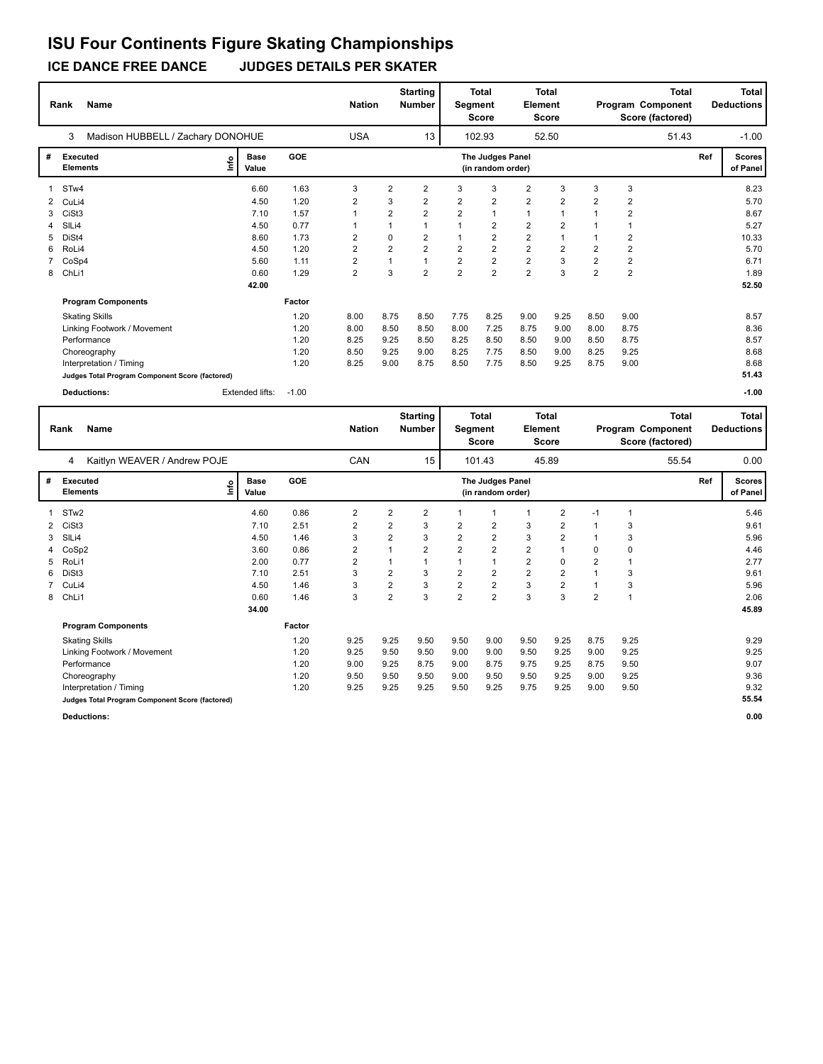# ISU Four Continents Figure Skating Championships

## ICE DANCE FREE DANCE JUDGES DETAILS PER SKATER

| Rank | Name | Nation | Starting Number | Total Segment Score | Total Element Score | Total Program Component Score (factored) | Total Deductions |
|---|---|---|---|---|---|---|---|
| 3 | Madison HUBBELL / Zachary DONOHUE | USA | 13 | 102.93 | 52.50 | 51.43 | -1.00 |

| # | Executed Elements | Info | Base Value | GOE | J1 | J2 | J3 | J4 | J5 | J6 | J7 | J8 | J9 | Ref | Scores of Panel |
|---|---|---|---|---|---|---|---|---|---|---|---|---|---|---|---|
| 1 | STw4 | | 6.60 | 1.63 | 3 | 2 | 2 | 3 | 3 | 2 | 3 | 3 | 3 | | 8.23 |
| 2 | CuLi4 | | 4.50 | 1.20 | 2 | 3 | 2 | 2 | 2 | 2 | 2 | 2 | 2 | | 5.70 |
| 3 | CiSt3 | | 7.10 | 1.57 | 1 | 2 | 2 | 2 | 1 | 1 | 1 | 1 | 2 | | 8.67 |
| 4 | SlLi4 | | 4.50 | 0.77 | 1 | 1 | 1 | 1 | 2 | 2 | 2 | 1 | 1 | | 5.27 |
| 5 | DiSt4 | | 8.60 | 1.73 | 2 | 0 | 2 | 1 | 2 | 2 | 1 | 1 | 2 | | 10.33 |
| 6 | RoLi4 | | 4.50 | 1.20 | 2 | 2 | 2 | 2 | 2 | 2 | 2 | 2 | 2 | | 5.70 |
| 7 | CoSp4 | | 5.60 | 1.11 | 2 | 1 | 1 | 2 | 2 | 2 | 3 | 2 | 2 | | 6.71 |
| 8 | ChLi1 | | 0.60 | 1.29 | 2 | 3 | 2 | 2 | 2 | 2 | 3 | 2 | 2 | | 1.89 |
| | | | 42.00 | | | | | | | | | | | | 52.50 |

| Program Components | Factor | J1 | J2 | J3 | J4 | J5 | J6 | J7 | J8 | J9 | Scores of Panel |
|---|---|---|---|---|---|---|---|---|---|---|---|
| Skating Skills | 1.20 | 8.00 | 8.75 | 8.50 | 7.75 | 8.25 | 9.00 | 9.25 | 8.50 | 9.00 | 8.57 |
| Linking Footwork / Movement | 1.20 | 8.00 | 8.50 | 8.50 | 8.00 | 7.25 | 8.75 | 9.00 | 8.00 | 8.75 | 8.36 |
| Performance | 1.20 | 8.25 | 9.25 | 8.50 | 8.25 | 8.50 | 8.50 | 9.00 | 8.50 | 8.75 | 8.57 |
| Choreography | 1.20 | 8.50 | 9.25 | 9.00 | 8.25 | 7.75 | 8.50 | 9.00 | 8.25 | 9.25 | 8.68 |
| Interpretation / Timing | 1.20 | 8.25 | 9.00 | 8.75 | 8.50 | 7.75 | 8.50 | 9.25 | 8.75 | 9.00 | 8.68 |
| **Judges Total Program Component Score (factored)** | | | | | | | | | | | **51.43** |

**Deductions:** Extended lifts: -1.00 — **-1.00**

| Rank | Name | Nation | Starting Number | Total Segment Score | Total Element Score | Total Program Component Score (factored) | Total Deductions |
|---|---|---|---|---|---|---|---|
| 4 | Kaitlyn WEAVER / Andrew POJE | CAN | 15 | 101.43 | 45.89 | 55.54 | 0.00 |

| # | Executed Elements | Info | Base Value | GOE | J1 | J2 | J3 | J4 | J5 | J6 | J7 | J8 | J9 | Ref | Scores of Panel |
|---|---|---|---|---|---|---|---|---|---|---|---|---|---|---|---|
| 1 | STw2 | | 4.60 | 0.86 | 2 | 2 | 2 | 1 | 1 | 1 | 2 | -1 | 1 | | 5.46 |
| 2 | CiSt3 | | 7.10 | 2.51 | 2 | 2 | 3 | 2 | 2 | 3 | 2 | 1 | 3 | | 9.61 |
| 3 | SlLi4 | | 4.50 | 1.46 | 3 | 2 | 3 | 2 | 2 | 3 | 2 | 1 | 3 | | 5.96 |
| 4 | CoSp2 | | 3.60 | 0.86 | 2 | 1 | 2 | 2 | 2 | 2 | 1 | 0 | 0 | | 4.46 |
| 5 | RoLi1 | | 2.00 | 0.77 | 2 | 1 | 1 | 1 | 1 | 2 | 0 | 2 | 1 | | 2.77 |
| 6 | DiSt3 | | 7.10 | 2.51 | 3 | 2 | 3 | 2 | 2 | 2 | 2 | 1 | 3 | | 9.61 |
| 7 | CuLi4 | | 4.50 | 1.46 | 3 | 2 | 3 | 2 | 2 | 3 | 2 | 1 | 3 | | 5.96 |
| 8 | ChLi1 | | 0.60 | 1.46 | 3 | 2 | 3 | 2 | 2 | 3 | 3 | 2 | 1 | | 2.06 |
| | | | 34.00 | | | | | | | | | | | | 45.89 |

| Program Components | Factor | J1 | J2 | J3 | J4 | J5 | J6 | J7 | J8 | J9 | Scores of Panel |
|---|---|---|---|---|---|---|---|---|---|---|---|
| Skating Skills | 1.20 | 9.25 | 9.25 | 9.50 | 9.50 | 9.00 | 9.50 | 9.25 | 8.75 | 9.25 | 9.29 |
| Linking Footwork / Movement | 1.20 | 9.25 | 9.50 | 9.50 | 9.00 | 9.00 | 9.50 | 9.25 | 9.00 | 9.25 | 9.25 |
| Performance | 1.20 | 9.00 | 9.25 | 8.75 | 9.00 | 8.75 | 9.75 | 9.25 | 8.75 | 9.50 | 9.07 |
| Choreography | 1.20 | 9.50 | 9.50 | 9.50 | 9.00 | 9.50 | 9.50 | 9.25 | 9.00 | 9.25 | 9.36 |
| Interpretation / Timing | 1.20 | 9.25 | 9.25 | 9.25 | 9.50 | 9.25 | 9.75 | 9.25 | 9.00 | 9.50 | 9.32 |
| **Judges Total Program Component Score (factored)** | | | | | | | | | | | **55.54** |

**Deductions:** **0.00**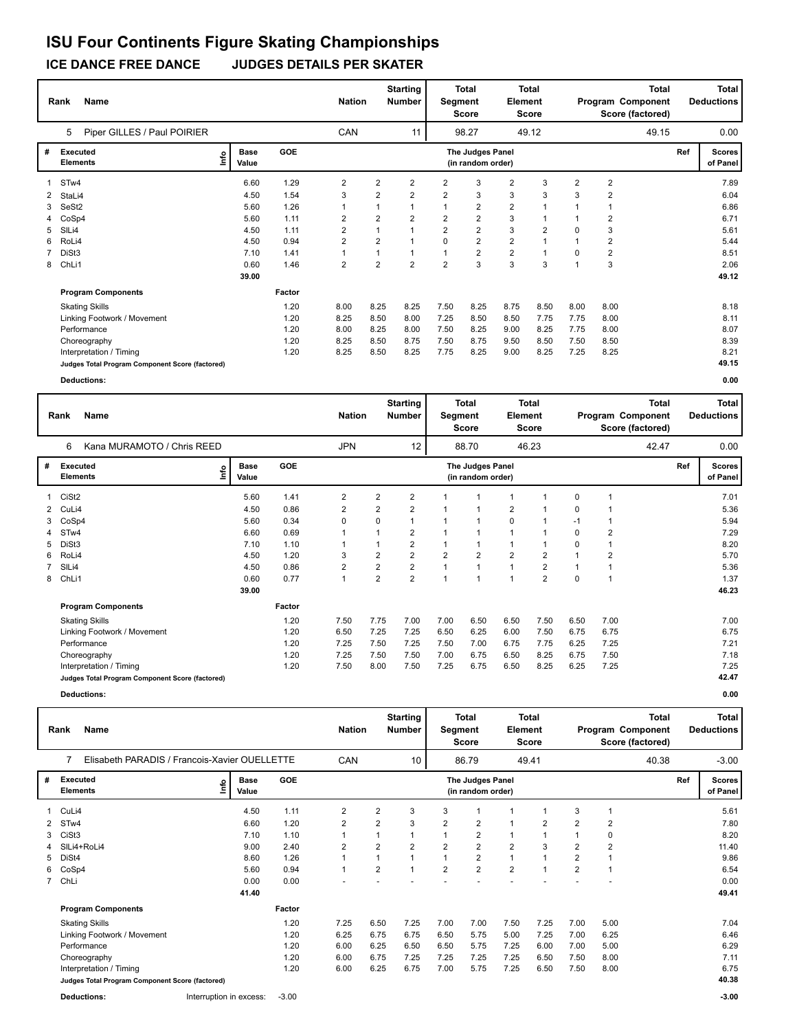# ISU Four Continents Figure Skating Championships

## ICE DANCE FREE DANCE JUDGES DETAILS PER SKATER

| Rank | Name | Nation | Starting Number | Total Segment Score | Total Element Score | Total Program Component Score (factored) | Total Deductions |
|---|---|---|---|---|---|---|---|
| 5 | Piper GILLES / Paul POIRIER | CAN | 11 | 98.27 | 49.12 | 49.15 | 0.00 |

| # | Executed Elements | Info | Base Value | GOE | J1 | J2 | J3 | J4 | J5 | J6 | J7 | J8 | J9 | Ref | Scores of Panel |
|---|---|---|---|---|---|---|---|---|---|---|---|---|---|---|---|
| 1 | STw4 | | 6.60 | 1.29 | 2 | 2 | 2 | 2 | 3 | 2 | 3 | 2 | 2 | | 7.89 |
| 2 | StaLi4 | | 4.50 | 1.54 | 3 | 2 | 2 | 2 | 3 | 3 | 3 | 3 | 2 | | 6.04 |
| 3 | SeSt2 | | 5.60 | 1.26 | 1 | 1 | 1 | 1 | 2 | 2 | 1 | 1 | 1 | | 6.86 |
| 4 | CoSp4 | | 5.60 | 1.11 | 2 | 2 | 2 | 2 | 2 | 3 | 1 | 1 | 2 | | 6.71 |
| 5 | SlLi4 | | 4.50 | 1.11 | 2 | 1 | 1 | 2 | 2 | 3 | 2 | 0 | 3 | | 5.61 |
| 6 | RoLi4 | | 4.50 | 0.94 | 2 | 2 | 1 | 0 | 2 | 2 | 1 | 1 | 2 | | 5.44 |
| 7 | DiSt3 | | 7.10 | 1.41 | 1 | 1 | 1 | 1 | 2 | 2 | 1 | 0 | 2 | | 8.51 |
| 8 | ChLi1 | | 0.60 | 1.46 | 2 | 2 | 2 | 2 | 3 | 3 | 3 | 1 | 3 | | 2.06 |
| | | | 39.00 | | | | | | | | | | | | 49.12 |

| Program Components | Factor | J1 | J2 | J3 | J4 | J5 | J6 | J7 | J8 | J9 | Scores of Panel |
|---|---|---|---|---|---|---|---|---|---|---|---|
| Skating Skills | 1.20 | 8.00 | 8.25 | 8.25 | 7.50 | 8.25 | 8.75 | 8.50 | 8.00 | 8.00 | 8.18 |
| Linking Footwork / Movement | 1.20 | 8.25 | 8.50 | 8.00 | 7.25 | 8.50 | 8.50 | 7.75 | 7.75 | 8.00 | 8.11 |
| Performance | 1.20 | 8.00 | 8.25 | 8.00 | 7.50 | 8.25 | 9.00 | 8.25 | 7.75 | 8.00 | 8.07 |
| Choreography | 1.20 | 8.25 | 8.50 | 8.75 | 7.50 | 8.75 | 9.50 | 8.50 | 7.50 | 8.50 | 8.39 |
| Interpretation / Timing | 1.20 | 8.25 | 8.50 | 8.25 | 7.75 | 8.25 | 9.00 | 8.25 | 7.25 | 8.25 | 8.21 |
| **Judges Total Program Component Score (factored)** | | | | | | | | | | | **49.15** |

**Deductions:** **0.00**

| Rank | Name | Nation | Starting Number | Total Segment Score | Total Element Score | Total Program Component Score (factored) | Total Deductions |
|---|---|---|---|---|---|---|---|
| 6 | Kana MURAMOTO / Chris REED | JPN | 12 | 88.70 | 46.23 | 42.47 | 0.00 |

| # | Executed Elements | Info | Base Value | GOE | J1 | J2 | J3 | J4 | J5 | J6 | J7 | J8 | J9 | Ref | Scores of Panel |
|---|---|---|---|---|---|---|---|---|---|---|---|---|---|---|---|
| 1 | CiSt2 | | 5.60 | 1.41 | 2 | 2 | 2 | 1 | 1 | 1 | 1 | 0 | 1 | | 7.01 |
| 2 | CuLi4 | | 4.50 | 0.86 | 2 | 2 | 2 | 1 | 1 | 2 | 1 | 0 | 1 | | 5.36 |
| 3 | CoSp4 | | 5.60 | 0.34 | 0 | 0 | 1 | 1 | 1 | 0 | 1 | -1 | 1 | | 5.94 |
| 4 | STw4 | | 6.60 | 0.69 | 1 | 1 | 2 | 1 | 1 | 1 | 1 | 0 | 2 | | 7.29 |
| 5 | DiSt3 | | 7.10 | 1.10 | 1 | 1 | 2 | 1 | 1 | 1 | 1 | 0 | 1 | | 8.20 |
| 6 | RoLi4 | | 4.50 | 1.20 | 3 | 2 | 2 | 2 | 2 | 2 | 2 | 1 | 2 | | 5.70 |
| 7 | SlLi4 | | 4.50 | 0.86 | 2 | 2 | 2 | 1 | 1 | 1 | 2 | 1 | 1 | | 5.36 |
| 8 | ChLi1 | | 0.60 | 0.77 | 1 | 2 | 2 | 1 | 1 | 1 | 2 | 0 | 1 | | 1.37 |
| | | | 39.00 | | | | | | | | | | | | 46.23 |

| Program Components | Factor | J1 | J2 | J3 | J4 | J5 | J6 | J7 | J8 | J9 | Scores of Panel |
|---|---|---|---|---|---|---|---|---|---|---|---|
| Skating Skills | 1.20 | 7.50 | 7.75 | 7.00 | 7.00 | 6.50 | 6.50 | 7.50 | 6.50 | 7.00 | 7.00 |
| Linking Footwork / Movement | 1.20 | 6.50 | 7.25 | 7.25 | 6.50 | 6.25 | 6.00 | 7.50 | 6.75 | 6.75 | 6.75 |
| Performance | 1.20 | 7.25 | 7.50 | 7.25 | 7.50 | 7.00 | 6.75 | 7.75 | 6.25 | 7.25 | 7.21 |
| Choreography | 1.20 | 7.25 | 7.50 | 7.50 | 7.00 | 6.75 | 6.50 | 8.25 | 6.75 | 7.50 | 7.18 |
| Interpretation / Timing | 1.20 | 7.50 | 8.00 | 7.50 | 7.25 | 6.75 | 6.50 | 8.25 | 6.25 | 7.25 | 7.25 |
| **Judges Total Program Component Score (factored)** | | | | | | | | | | | **42.47** |

**Deductions:** **0.00**

| Rank | Name | Nation | Starting Number | Total Segment Score | Total Element Score | Total Program Component Score (factored) | Total Deductions |
|---|---|---|---|---|---|---|---|
| 7 | Elisabeth PARADIS / Francois-Xavier OUELLETTE | CAN | 10 | 86.79 | 49.41 | 40.38 | -3.00 |

| # | Executed Elements | Info | Base Value | GOE | J1 | J2 | J3 | J4 | J5 | J6 | J7 | J8 | J9 | Ref | Scores of Panel |
|---|---|---|---|---|---|---|---|---|---|---|---|---|---|---|---|
| 1 | CuLi4 | | 4.50 | 1.11 | 2 | 2 | 3 | 3 | 1 | 1 | 1 | 3 | 1 | | 5.61 |
| 2 | STw4 | | 6.60 | 1.20 | 2 | 2 | 3 | 2 | 2 | 1 | 2 | 2 | 2 | | 7.80 |
| 3 | CiSt3 | | 7.10 | 1.10 | 1 | 1 | 1 | 1 | 2 | 1 | 1 | 1 | 0 | | 8.20 |
| 4 | SlLi4+RoLi4 | | 9.00 | 2.40 | 2 | 2 | 2 | 2 | 2 | 2 | 3 | 2 | 2 | | 11.40 |
| 5 | DiSt4 | | 8.60 | 1.26 | 1 | 1 | 1 | 1 | 2 | 1 | 1 | 2 | 1 | | 9.86 |
| 6 | CoSp4 | | 5.60 | 0.94 | 1 | 2 | 1 | 2 | 2 | 2 | 1 | 2 | 1 | | 6.54 |
| 7 | ChLi | | 0.00 | 0.00 | - | - | - | - | - | - | - | - | - | | 0.00 |
| | | | 41.40 | | | | | | | | | | | | 49.41 |

| Program Components | Factor | J1 | J2 | J3 | J4 | J5 | J6 | J7 | J8 | J9 | Scores of Panel |
|---|---|---|---|---|---|---|---|---|---|---|---|
| Skating Skills | 1.20 | 7.25 | 6.50 | 7.25 | 7.00 | 7.00 | 7.50 | 7.25 | 7.00 | 5.00 | 7.04 |
| Linking Footwork / Movement | 1.20 | 6.25 | 6.75 | 6.75 | 6.50 | 5.75 | 5.00 | 7.25 | 7.00 | 6.25 | 6.46 |
| Performance | 1.20 | 6.00 | 6.25 | 6.50 | 6.50 | 5.75 | 7.25 | 6.00 | 7.00 | 5.00 | 6.29 |
| Choreography | 1.20 | 6.00 | 6.75 | 7.25 | 7.25 | 7.25 | 7.25 | 6.50 | 7.50 | 8.00 | 7.11 |
| Interpretation / Timing | 1.20 | 6.00 | 6.25 | 6.75 | 7.00 | 5.75 | 7.25 | 6.50 | 7.50 | 8.00 | 6.75 |
| **Judges Total Program Component Score (factored)** | | | | | | | | | | | **40.38** |

**Deductions:** Interruption in excess: -3.00 **-3.00**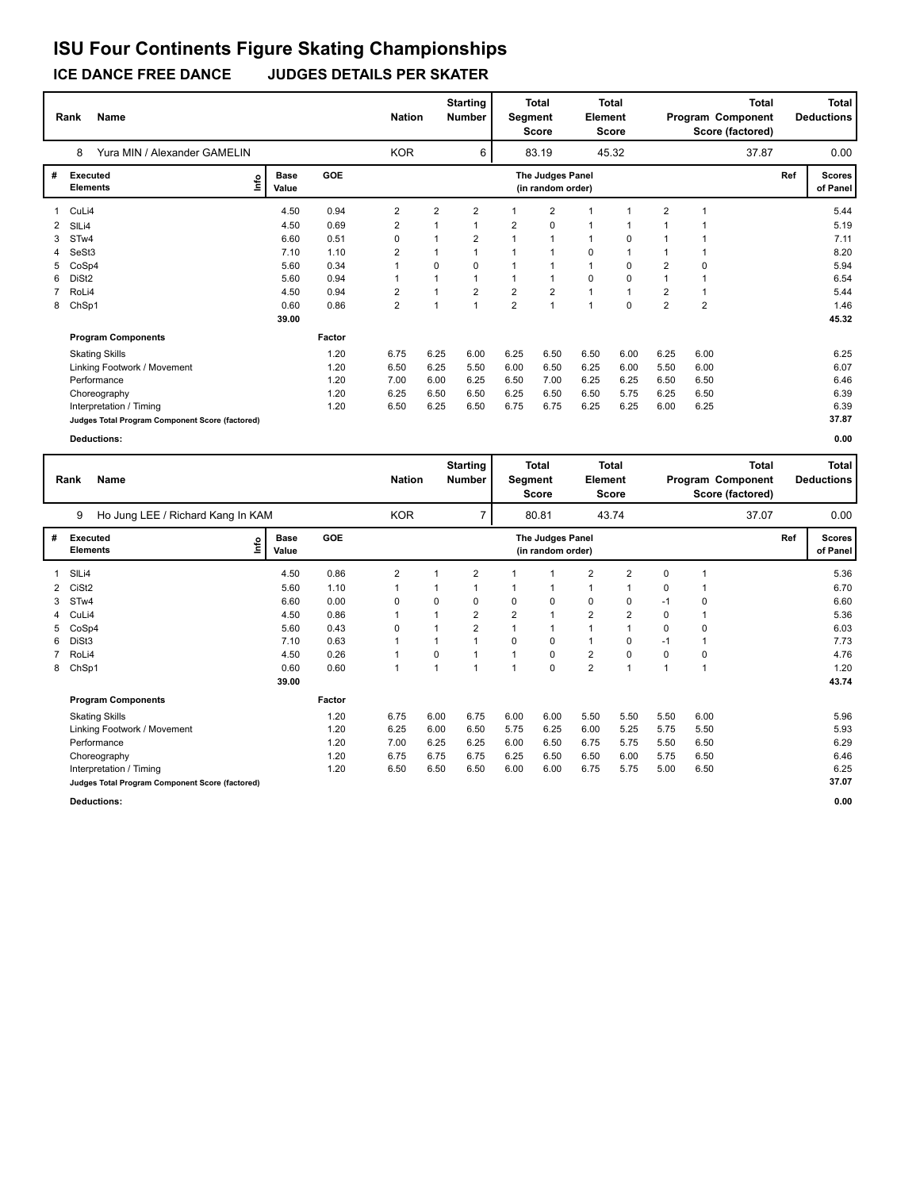# ISU Four Continents Figure Skating Championships

**ICE DANCE FREE DANCE JUDGES DETAILS PER SKATER**

| Rank | Name | Nation | Starting Number | Total Segment Score | Total Element Score | Total Program Component Score (factored) | Total Deductions |
|---|---|---|---|---|---|---|---|
| 8 | Yura MIN / Alexander GAMELIN | KOR | 6 | 83.19 | 45.32 | 37.87 | 0.00 |

| # | Executed Elements | Info | Base Value | GOE | J1 | J2 | J3 | J4 | J5 | J6 | J7 | J8 | J9 | Ref | Scores of Panel |
|---|---|---|---|---|---|---|---|---|---|---|---|---|---|---|---|
| 1 | CuLi4 | | 4.50 | 0.94 | 2 | 2 | 2 | 1 | 2 | 1 | 1 | 2 | 1 | | 5.44 |
| 2 | SlLi4 | | 4.50 | 0.69 | 2 | 1 | 1 | 2 | 0 | 1 | 1 | 1 | 1 | | 5.19 |
| 3 | STw4 | | 6.60 | 0.51 | 0 | 1 | 2 | 1 | 1 | 1 | 0 | 1 | 1 | | 7.11 |
| 4 | SeSt3 | | 7.10 | 1.10 | 2 | 1 | 1 | 1 | 1 | 0 | 1 | 1 | 1 | | 8.20 |
| 5 | CoSp4 | | 5.60 | 0.34 | 1 | 0 | 0 | 1 | 1 | 1 | 0 | 2 | 0 | | 5.94 |
| 6 | DiSt2 | | 5.60 | 0.94 | 1 | 1 | 1 | 1 | 1 | 0 | 0 | 1 | 1 | | 6.54 |
| 7 | RoLi4 | | 4.50 | 0.94 | 2 | 1 | 2 | 2 | 2 | 1 | 1 | 2 | 1 | | 5.44 |
| 8 | ChSp1 | | 0.60 | 0.86 | 2 | 1 | 1 | 2 | 1 | 1 | 0 | 2 | 2 | | 1.46 |
| | | | 39.00 | | | | | | | | | | | | 45.32 |

| Program Components | Factor | J1 | J2 | J3 | J4 | J5 | J6 | J7 | J8 | J9 | Scores of Panel |
|---|---|---|---|---|---|---|---|---|---|---|---|
| Skating Skills | 1.20 | 6.75 | 6.25 | 6.00 | 6.25 | 6.50 | 6.50 | 6.00 | 6.25 | 6.00 | 6.25 |
| Linking Footwork / Movement | 1.20 | 6.50 | 6.25 | 5.50 | 6.00 | 6.50 | 6.25 | 6.00 | 5.50 | 6.00 | 6.07 |
| Performance | 1.20 | 7.00 | 6.00 | 6.25 | 6.50 | 7.00 | 6.25 | 6.25 | 6.50 | 6.50 | 6.46 |
| Choreography | 1.20 | 6.25 | 6.50 | 6.50 | 6.25 | 6.50 | 6.50 | 5.75 | 6.25 | 6.50 | 6.39 |
| Interpretation / Timing | 1.20 | 6.50 | 6.25 | 6.50 | 6.75 | 6.75 | 6.25 | 6.25 | 6.00 | 6.25 | 6.39 |
| **Judges Total Program Component Score (factored)** | | | | | | | | | | | **37.87** |

**Deductions:** 0.00

| Rank | Name | Nation | Starting Number | Total Segment Score | Total Element Score | Total Program Component Score (factored) | Total Deductions |
|---|---|---|---|---|---|---|---|
| 9 | Ho Jung LEE / Richard Kang In KAM | KOR | 7 | 80.81 | 43.74 | 37.07 | 0.00 |

| # | Executed Elements | Info | Base Value | GOE | J1 | J2 | J3 | J4 | J5 | J6 | J7 | J8 | J9 | Ref | Scores of Panel |
|---|---|---|---|---|---|---|---|---|---|---|---|---|---|---|---|
| 1 | SlLi4 | | 4.50 | 0.86 | 2 | 1 | 2 | 1 | 1 | 2 | 2 | 0 | 1 | | 5.36 |
| 2 | CiSt2 | | 5.60 | 1.10 | 1 | 1 | 1 | 1 | 1 | 1 | 1 | 0 | 1 | | 6.70 |
| 3 | STw4 | | 6.60 | 0.00 | 0 | 0 | 0 | 0 | 0 | 0 | 0 | -1 | 0 | | 6.60 |
| 4 | CuLi4 | | 4.50 | 0.86 | 1 | 1 | 2 | 2 | 1 | 2 | 2 | 0 | 1 | | 5.36 |
| 5 | CoSp4 | | 5.60 | 0.43 | 0 | 1 | 2 | 1 | 1 | 1 | 1 | 0 | 0 | | 6.03 |
| 6 | DiSt3 | | 7.10 | 0.63 | 1 | 1 | 1 | 0 | 0 | 1 | 0 | -1 | 1 | | 7.73 |
| 7 | RoLi4 | | 4.50 | 0.26 | 1 | 0 | 1 | 1 | 0 | 2 | 0 | 0 | 0 | | 4.76 |
| 8 | ChSp1 | | 0.60 | 0.60 | 1 | 1 | 1 | 1 | 0 | 2 | 1 | 1 | 1 | | 1.20 |
| | | | 39.00 | | | | | | | | | | | | 43.74 |

| Program Components | Factor | J1 | J2 | J3 | J4 | J5 | J6 | J7 | J8 | J9 | Scores of Panel |
|---|---|---|---|---|---|---|---|---|---|---|---|
| Skating Skills | 1.20 | 6.75 | 6.00 | 6.75 | 6.00 | 6.00 | 5.50 | 5.50 | 5.50 | 6.00 | 5.96 |
| Linking Footwork / Movement | 1.20 | 6.25 | 6.00 | 6.50 | 5.75 | 6.25 | 6.00 | 5.25 | 5.75 | 5.50 | 5.93 |
| Performance | 1.20 | 7.00 | 6.25 | 6.25 | 6.00 | 6.50 | 6.75 | 5.75 | 5.50 | 6.50 | 6.29 |
| Choreography | 1.20 | 6.75 | 6.75 | 6.75 | 6.25 | 6.50 | 6.50 | 6.00 | 5.75 | 6.50 | 6.46 |
| Interpretation / Timing | 1.20 | 6.50 | 6.50 | 6.50 | 6.00 | 6.00 | 6.75 | 5.75 | 5.00 | 6.50 | 6.25 |
| **Judges Total Program Component Score (factored)** | | | | | | | | | | | **37.07** |

**Deductions:** 0.00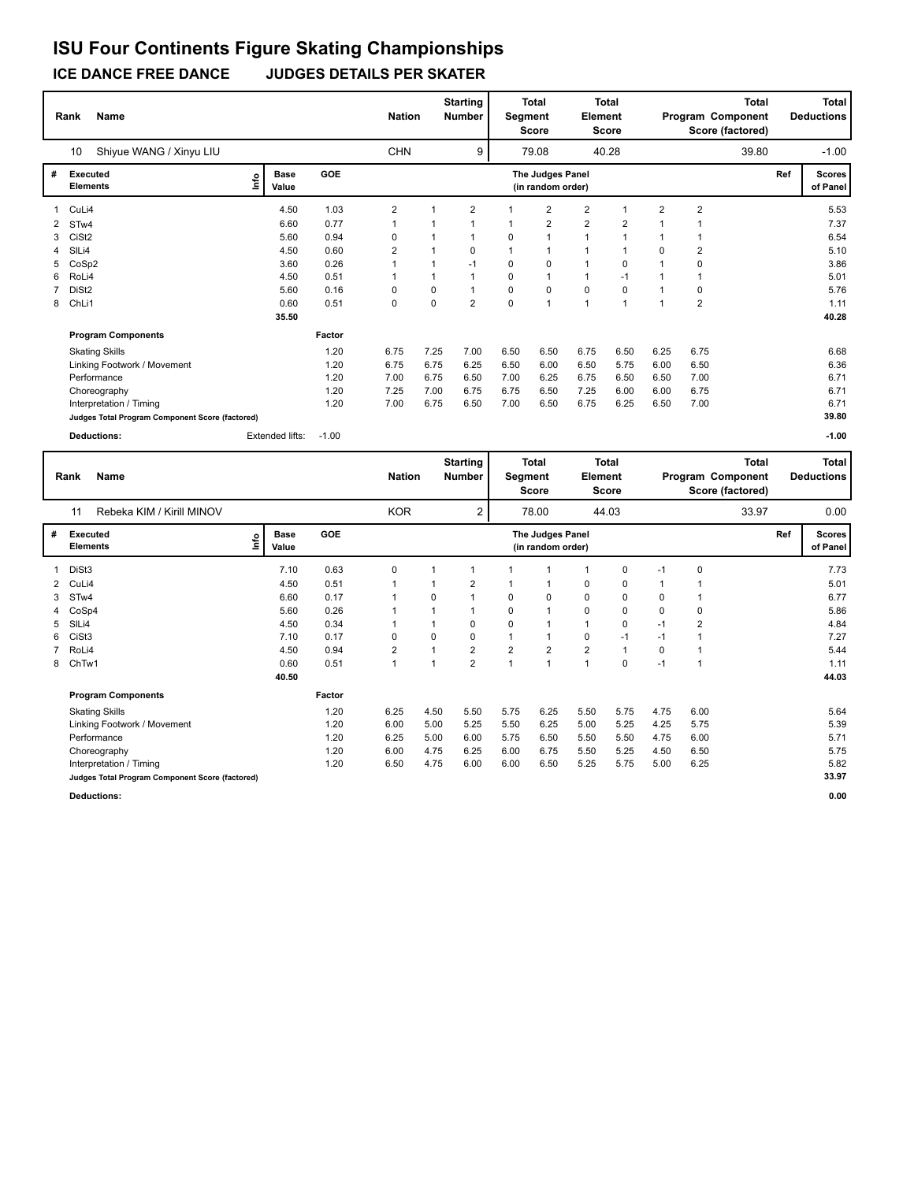# ISU Four Continents Figure Skating Championships

## ICE DANCE FREE DANCE JUDGES DETAILS PER SKATER

| Rank | Name | Nation | Starting Number | Total Segment Score | Total Element Score | Total Program Component Score (factored) | Total Deductions |
|---|---|---|---|---|---|---|---|
| 10 | Shiyue WANG / Xinyu LIU | CHN | 9 | 79.08 | 40.28 | 39.80 | -1.00 |

| # | Executed Elements | Info | Base Value | GOE | J1 | J2 | J3 | J4 | J5 | J6 | J7 | J8 | J9 | Ref | Scores of Panel |
|---|---|---|---|---|---|---|---|---|---|---|---|---|---|---|---|
| 1 | CuLi4 | | 4.50 | 1.03 | 2 | 1 | 2 | 1 | 2 | 2 | 1 | 2 | 2 | | 5.53 |
| 2 | STw4 | | 6.60 | 0.77 | 1 | 1 | 1 | 1 | 2 | 2 | 2 | 1 | 1 | | 7.37 |
| 3 | CiSt2 | | 5.60 | 0.94 | 0 | 1 | 1 | 0 | 1 | 1 | 1 | 1 | 1 | | 6.54 |
| 4 | SlLi4 | | 4.50 | 0.60 | 2 | 1 | 0 | 1 | 1 | 1 | 1 | 0 | 2 | | 5.10 |
| 5 | CoSp2 | | 3.60 | 0.26 | 1 | 1 | -1 | 0 | 0 | 1 | 0 | 1 | 0 | | 3.86 |
| 6 | RoLi4 | | 4.50 | 0.51 | 1 | 1 | 1 | 0 | 1 | 1 | -1 | 1 | 1 | | 5.01 |
| 7 | DiSt2 | | 5.60 | 0.16 | 0 | 0 | 1 | 0 | 0 | 0 | 0 | 1 | 0 | | 5.76 |
| 8 | ChLi1 | | 0.60 | 0.51 | 0 | 0 | 2 | 0 | 1 | 1 | 1 | 1 | 2 | | 1.11 |
| | | | 35.50 | | | | | | | | | | | | 40.28 |

| Program Components | Factor | J1 | J2 | J3 | J4 | J5 | J6 | J7 | J8 | J9 | Scores of Panel |
|---|---|---|---|---|---|---|---|---|---|---|---|
| Skating Skills | 1.20 | 6.75 | 7.25 | 7.00 | 6.50 | 6.50 | 6.75 | 6.50 | 6.25 | 6.75 | 6.68 |
| Linking Footwork / Movement | 1.20 | 6.75 | 6.75 | 6.25 | 6.50 | 6.00 | 6.50 | 5.75 | 6.00 | 6.50 | 6.36 |
| Performance | 1.20 | 7.00 | 6.75 | 6.50 | 7.00 | 6.25 | 6.75 | 6.50 | 6.50 | 7.00 | 6.71 |
| Choreography | 1.20 | 7.25 | 7.00 | 6.75 | 6.75 | 6.50 | 7.25 | 6.00 | 6.00 | 6.75 | 6.71 |
| Interpretation / Timing | 1.20 | 7.00 | 6.75 | 6.50 | 7.00 | 6.50 | 6.75 | 6.25 | 6.50 | 7.00 | 6.71 |
| Judges Total Program Component Score (factored) | | | | | | | | | | | 39.80 |

**Deductions:** Extended lifts: -1.00 **-1.00**

| Rank | Name | Nation | Starting Number | Total Segment Score | Total Element Score | Total Program Component Score (factored) | Total Deductions |
|---|---|---|---|---|---|---|---|
| 11 | Rebeka KIM / Kirill MINOV | KOR | 2 | 78.00 | 44.03 | 33.97 | 0.00 |

| # | Executed Elements | Info | Base Value | GOE | J1 | J2 | J3 | J4 | J5 | J6 | J7 | J8 | J9 | Ref | Scores of Panel |
|---|---|---|---|---|---|---|---|---|---|---|---|---|---|---|---|
| 1 | DiSt3 | | 7.10 | 0.63 | 0 | 1 | 1 | 1 | 1 | 1 | 0 | -1 | 0 | | 7.73 |
| 2 | CuLi4 | | 4.50 | 0.51 | 1 | 1 | 2 | 1 | 1 | 0 | 0 | 1 | 1 | | 5.01 |
| 3 | STw4 | | 6.60 | 0.17 | 1 | 0 | 1 | 0 | 0 | 0 | 0 | 0 | 1 | | 6.77 |
| 4 | CoSp4 | | 5.60 | 0.26 | 1 | 1 | 1 | 0 | 1 | 0 | 0 | 0 | 0 | | 5.86 |
| 5 | SlLi4 | | 4.50 | 0.34 | 1 | 1 | 0 | 0 | 1 | 1 | 0 | -1 | 2 | | 4.84 |
| 6 | CiSt3 | | 7.10 | 0.17 | 0 | 0 | 0 | 1 | 1 | 0 | -1 | -1 | 1 | | 7.27 |
| 7 | RoLi4 | | 4.50 | 0.94 | 2 | 1 | 2 | 2 | 2 | 2 | 1 | 0 | 1 | | 5.44 |
| 8 | ChTw1 | | 0.60 | 0.51 | 1 | 1 | 2 | 1 | 1 | 1 | 0 | -1 | 1 | | 1.11 |
| | | | 40.50 | | | | | | | | | | | | 44.03 |

| Program Components | Factor | J1 | J2 | J3 | J4 | J5 | J6 | J7 | J8 | J9 | Scores of Panel |
|---|---|---|---|---|---|---|---|---|---|---|---|
| Skating Skills | 1.20 | 6.25 | 4.50 | 5.50 | 5.75 | 6.25 | 5.50 | 5.75 | 4.75 | 6.00 | 5.64 |
| Linking Footwork / Movement | 1.20 | 6.00 | 5.00 | 5.25 | 5.50 | 6.25 | 5.00 | 5.25 | 4.25 | 5.75 | 5.39 |
| Performance | 1.20 | 6.25 | 5.00 | 6.00 | 5.75 | 6.50 | 5.50 | 5.50 | 4.75 | 6.00 | 5.71 |
| Choreography | 1.20 | 6.00 | 4.75 | 6.25 | 6.00 | 6.75 | 5.50 | 5.25 | 4.50 | 6.50 | 5.75 |
| Interpretation / Timing | 1.20 | 6.50 | 4.75 | 6.00 | 6.00 | 6.50 | 5.25 | 5.75 | 5.00 | 6.25 | 5.82 |
| Judges Total Program Component Score (factored) | | | | | | | | | | | 33.97 |

**Deductions:** **0.00**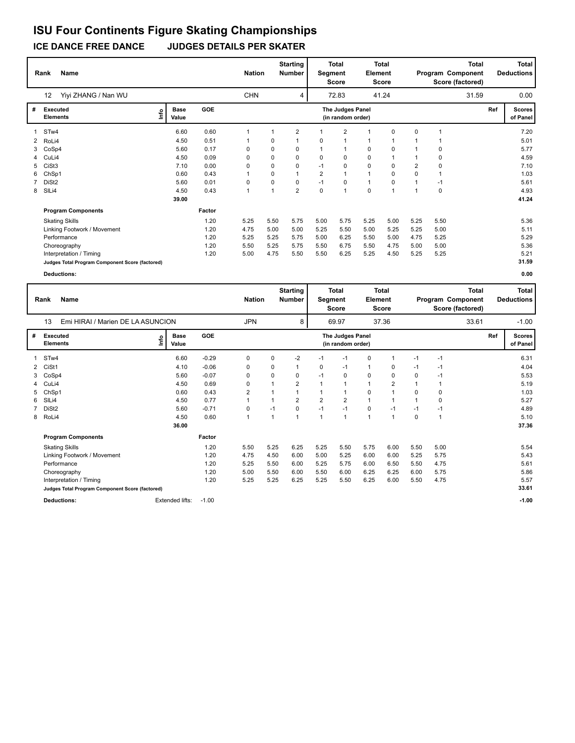# ISU Four Continents Figure Skating Championships

## ICE DANCE FREE DANCE JUDGES DETAILS PER SKATER

| Rank | Name | Nation | Starting Number | Total Segment Score | Total Element Score | Total Program Component Score (factored) | Total Deductions |
|---|---|---|---|---|---|---|---|
| 12 | Yiyi ZHANG / Nan WU | CHN | 4 | 72.83 | 41.24 | 31.59 | 0.00 |

| # | Executed Elements | Info | Base Value | GOE | J1 | J2 | J3 | J4 | J5 | J6 | J7 | J8 | J9 | Ref | Scores of Panel |
|---|---|---|---|---|---|---|---|---|---|---|---|---|---|---|---|
| 1 | STw4 | | 6.60 | 0.60 | 1 | 1 | 2 | 1 | 2 | 1 | 0 | 0 | 1 | | 7.20 |
| 2 | RoLi4 | | 4.50 | 0.51 | 1 | 0 | 1 | 0 | 1 | 1 | 1 | 1 | 1 | | 5.01 |
| 3 | CoSp4 | | 5.60 | 0.17 | 0 | 0 | 0 | 1 | 1 | 0 | 0 | 1 | 0 | | 5.77 |
| 4 | CuLi4 | | 4.50 | 0.09 | 0 | 0 | 0 | 0 | 0 | 0 | 1 | 1 | 0 | | 4.59 |
| 5 | CiSt3 | | 7.10 | 0.00 | 0 | 0 | 0 | -1 | 0 | 0 | 0 | 2 | 0 | | 7.10 |
| 6 | ChSp1 | | 0.60 | 0.43 | 1 | 0 | 1 | 2 | 1 | 1 | 0 | 0 | 1 | | 1.03 |
| 7 | DiSt2 | | 5.60 | 0.01 | 0 | 0 | 0 | -1 | 0 | 1 | 0 | 1 | -1 | | 5.61 |
| 8 | SlLi4 | | 4.50 | 0.43 | 1 | 1 | 2 | 0 | 1 | 0 | 1 | 1 | 0 | | 4.93 |
| | | | 39.00 | | | | | | | | | | | | 41.24 |

| Program Components | Factor | J1 | J2 | J3 | J4 | J5 | J6 | J7 | J8 | J9 | Scores of Panel |
|---|---|---|---|---|---|---|---|---|---|---|---|
| Skating Skills | 1.20 | 5.25 | 5.50 | 5.75 | 5.00 | 5.75 | 5.25 | 5.00 | 5.25 | 5.50 | 5.36 |
| Linking Footwork / Movement | 1.20 | 4.75 | 5.00 | 5.00 | 5.25 | 5.50 | 5.00 | 5.25 | 5.25 | 5.00 | 5.11 |
| Performance | 1.20 | 5.25 | 5.25 | 5.75 | 5.00 | 6.25 | 5.50 | 5.00 | 4.75 | 5.25 | 5.29 |
| Choreography | 1.20 | 5.50 | 5.25 | 5.75 | 5.50 | 6.75 | 5.50 | 4.75 | 5.00 | 5.00 | 5.36 |
| Interpretation / Timing | 1.20 | 5.00 | 4.75 | 5.50 | 5.50 | 6.25 | 5.25 | 4.50 | 5.25 | 5.25 | 5.21 |
| Judges Total Program Component Score (factored) | | | | | | | | | | | 31.59 |

**Deductions:** 0.00

| Rank | Name | Nation | Starting Number | Total Segment Score | Total Element Score | Total Program Component Score (factored) | Total Deductions |
|---|---|---|---|---|---|---|---|
| 13 | Emi HIRAI / Marien DE LA ASUNCION | JPN | 8 | 69.97 | 37.36 | 33.61 | -1.00 |

| # | Executed Elements | Info | Base Value | GOE | J1 | J2 | J3 | J4 | J5 | J6 | J7 | J8 | J9 | Ref | Scores of Panel |
|---|---|---|---|---|---|---|---|---|---|---|---|---|---|---|---|
| 1 | STw4 | | 6.60 | -0.29 | 0 | 0 | -2 | -1 | -1 | 0 | 1 | -1 | -1 | | 6.31 |
| 2 | CiSt1 | | 4.10 | -0.06 | 0 | 0 | 1 | 0 | -1 | 1 | 0 | -1 | -1 | | 4.04 |
| 3 | CoSp4 | | 5.60 | -0.07 | 0 | 0 | 0 | -1 | 0 | 0 | 0 | 0 | -1 | | 5.53 |
| 4 | CuLi4 | | 4.50 | 0.69 | 0 | 1 | 2 | 1 | 1 | 1 | 2 | 1 | 1 | | 5.19 |
| 5 | ChSp1 | | 0.60 | 0.43 | 2 | 1 | 1 | 1 | 1 | 0 | 1 | 0 | 0 | | 1.03 |
| 6 | SlLi4 | | 4.50 | 0.77 | 1 | 1 | 2 | 2 | 2 | 1 | 1 | 1 | 0 | | 5.27 |
| 7 | DiSt2 | | 5.60 | -0.71 | 0 | -1 | 0 | -1 | -1 | 0 | -1 | -1 | -1 | | 4.89 |
| 8 | RoLi4 | | 4.50 | 0.60 | 1 | 1 | 1 | 1 | 1 | 1 | 1 | 0 | 1 | | 5.10 |
| | | | 36.00 | | | | | | | | | | | | 37.36 |

| Program Components | Factor | J1 | J2 | J3 | J4 | J5 | J6 | J7 | J8 | J9 | Scores of Panel |
|---|---|---|---|---|---|---|---|---|---|---|---|
| Skating Skills | 1.20 | 5.50 | 5.25 | 6.25 | 5.25 | 5.50 | 5.75 | 6.00 | 5.50 | 5.00 | 5.54 |
| Linking Footwork / Movement | 1.20 | 4.75 | 4.50 | 6.00 | 5.00 | 5.25 | 6.00 | 6.00 | 5.25 | 5.75 | 5.43 |
| Performance | 1.20 | 5.25 | 5.50 | 6.00 | 5.25 | 5.75 | 6.00 | 6.50 | 5.50 | 4.75 | 5.61 |
| Choreography | 1.20 | 5.00 | 5.50 | 6.00 | 5.50 | 6.00 | 6.25 | 6.25 | 6.00 | 5.75 | 5.86 |
| Interpretation / Timing | 1.20 | 5.25 | 5.25 | 6.25 | 5.25 | 5.50 | 6.25 | 6.00 | 5.50 | 4.75 | 5.57 |
| Judges Total Program Component Score (factored) | | | | | | | | | | | 33.61 |

**Deductions:** Extended lifts: -1.00 &nbsp;&nbsp; -1.00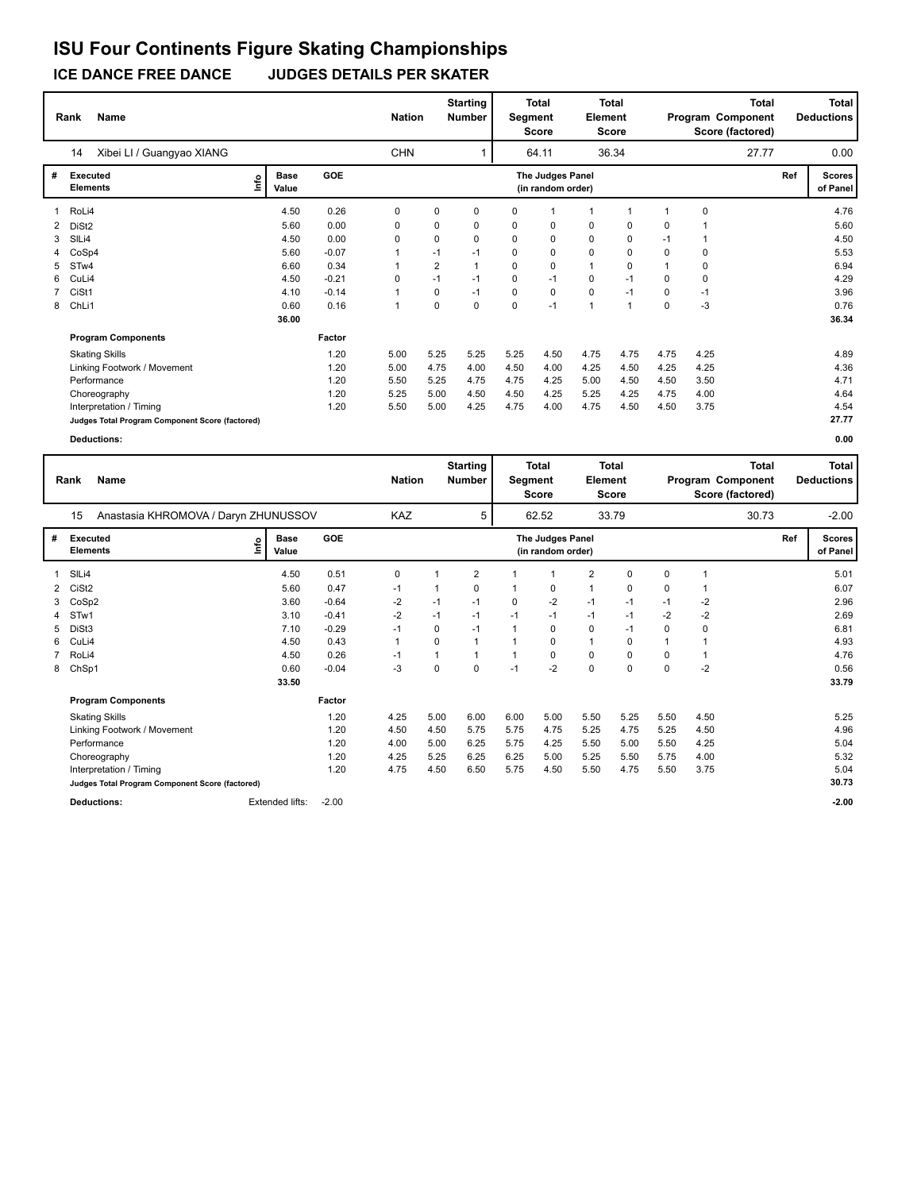# ISU Four Continents Figure Skating Championships

## ICE DANCE FREE DANCE JUDGES DETAILS PER SKATER

| Rank | Name | Nation | Starting Number | Total Segment Score | Total Element Score | Total Program Component Score (factored) | Total Deductions |
|---|---|---|---|---|---|---|---|
| 14 | Xibei LI / Guangyao XIANG | CHN | 1 | 64.11 | 36.34 | 27.77 | 0.00 |

| # | Executed Elements | Info | Base Value | GOE | J1 | J2 | J3 | J4 | J5 | J6 | J7 | J8 | J9 | Ref | Scores of Panel |
|---|---|---|---|---|---|---|---|---|---|---|---|---|---|---|---|
| 1 | RoLi4 | | 4.50 | 0.26 | 0 | 0 | 0 | 0 | 1 | 1 | 1 | 1 | 0 | | 4.76 |
| 2 | DiSt2 | | 5.60 | 0.00 | 0 | 0 | 0 | 0 | 0 | 0 | 0 | 0 | 1 | | 5.60 |
| 3 | SlLi4 | | 4.50 | 0.00 | 0 | 0 | 0 | 0 | 0 | 0 | 0 | -1 | 1 | | 4.50 |
| 4 | CoSp4 | | 5.60 | -0.07 | 1 | -1 | -1 | 0 | 0 | 0 | 0 | 0 | 0 | | 5.53 |
| 5 | STw4 | | 6.60 | 0.34 | 1 | 2 | 1 | 0 | 0 | 1 | 0 | 1 | 0 | | 6.94 |
| 6 | CuLi4 | | 4.50 | -0.21 | 0 | -1 | -1 | 0 | -1 | 0 | -1 | 0 | 0 | | 4.29 |
| 7 | CiSt1 | | 4.10 | -0.14 | 1 | 0 | -1 | 0 | 0 | 0 | -1 | 0 | -1 | | 3.96 |
| 8 | ChLi1 | | 0.60 | 0.16 | 1 | 0 | 0 | 0 | -1 | 1 | 1 | 0 | -3 | | 0.76 |
| | | | 36.00 | | | | | | | | | | | | 36.34 |

| Program Components | Factor | J1 | J2 | J3 | J4 | J5 | J6 | J7 | J8 | J9 | Scores of Panel |
|---|---|---|---|---|---|---|---|---|---|---|---|
| Skating Skills | 1.20 | 5.00 | 5.25 | 5.25 | 5.25 | 4.50 | 4.75 | 4.75 | 4.75 | 4.25 | 4.89 |
| Linking Footwork / Movement | 1.20 | 5.00 | 4.75 | 4.00 | 4.50 | 4.00 | 4.25 | 4.50 | 4.25 | 4.25 | 4.36 |
| Performance | 1.20 | 5.50 | 5.25 | 4.75 | 4.75 | 4.25 | 5.00 | 4.50 | 4.50 | 3.50 | 4.71 |
| Choreography | 1.20 | 5.25 | 5.00 | 4.50 | 4.50 | 4.25 | 5.25 | 4.25 | 4.75 | 4.00 | 4.64 |
| Interpretation / Timing | 1.20 | 5.50 | 5.00 | 4.25 | 4.75 | 4.00 | 4.75 | 4.50 | 4.50 | 3.75 | 4.54 |
| Judges Total Program Component Score (factored) | | | | | | | | | | | 27.77 |

**Deductions:** 0.00

| Rank | Name | Nation | Starting Number | Total Segment Score | Total Element Score | Total Program Component Score (factored) | Total Deductions |
|---|---|---|---|---|---|---|---|
| 15 | Anastasia KHROMOVA / Daryn ZHUNUSSOV | KAZ | 5 | 62.52 | 33.79 | 30.73 | -2.00 |

| # | Executed Elements | Info | Base Value | GOE | J1 | J2 | J3 | J4 | J5 | J6 | J7 | J8 | J9 | Ref | Scores of Panel |
|---|---|---|---|---|---|---|---|---|---|---|---|---|---|---|---|
| 1 | SlLi4 | | 4.50 | 0.51 | 0 | 1 | 2 | 1 | 1 | 2 | 0 | 0 | 1 | | 5.01 |
| 2 | CiSt2 | | 5.60 | 0.47 | -1 | 1 | 0 | 1 | 0 | 1 | 0 | 0 | 1 | | 6.07 |
| 3 | CoSp2 | | 3.60 | -0.64 | -2 | -1 | -1 | 0 | -2 | -1 | -1 | -1 | -2 | | 2.96 |
| 4 | STw1 | | 3.10 | -0.41 | -2 | -1 | -1 | -1 | -1 | -1 | -1 | -2 | -2 | | 2.69 |
| 5 | DiSt3 | | 7.10 | -0.29 | -1 | 0 | -1 | 1 | 0 | 0 | -1 | 0 | 0 | | 6.81 |
| 6 | CuLi4 | | 4.50 | 0.43 | 1 | 0 | 1 | 1 | 0 | 1 | 0 | 1 | 1 | | 4.93 |
| 7 | RoLi4 | | 4.50 | 0.26 | -1 | 1 | 1 | 1 | 0 | 0 | 0 | 0 | 1 | | 4.76 |
| 8 | ChSp1 | | 0.60 | -0.04 | -3 | 0 | 0 | -1 | -2 | 0 | 0 | 0 | -2 | | 0.56 |
| | | | 33.50 | | | | | | | | | | | | 33.79 |

| Program Components | Factor | J1 | J2 | J3 | J4 | J5 | J6 | J7 | J8 | J9 | Scores of Panel |
|---|---|---|---|---|---|---|---|---|---|---|---|
| Skating Skills | 1.20 | 4.25 | 5.00 | 6.00 | 6.00 | 5.00 | 5.50 | 5.25 | 5.50 | 4.50 | 5.25 |
| Linking Footwork / Movement | 1.20 | 4.50 | 4.50 | 5.75 | 5.75 | 4.75 | 5.25 | 4.75 | 5.25 | 4.50 | 4.96 |
| Performance | 1.20 | 4.00 | 5.00 | 6.25 | 5.75 | 4.25 | 5.50 | 5.00 | 5.50 | 4.25 | 5.04 |
| Choreography | 1.20 | 4.25 | 5.25 | 6.25 | 6.25 | 5.00 | 5.25 | 5.50 | 5.75 | 4.00 | 5.32 |
| Interpretation / Timing | 1.20 | 4.75 | 4.50 | 6.50 | 5.75 | 4.50 | 5.50 | 4.75 | 5.50 | 3.75 | 5.04 |
| Judges Total Program Component Score (factored) | | | | | | | | | | | 30.73 |

**Deductions:** Extended lifts: -2.00 -2.00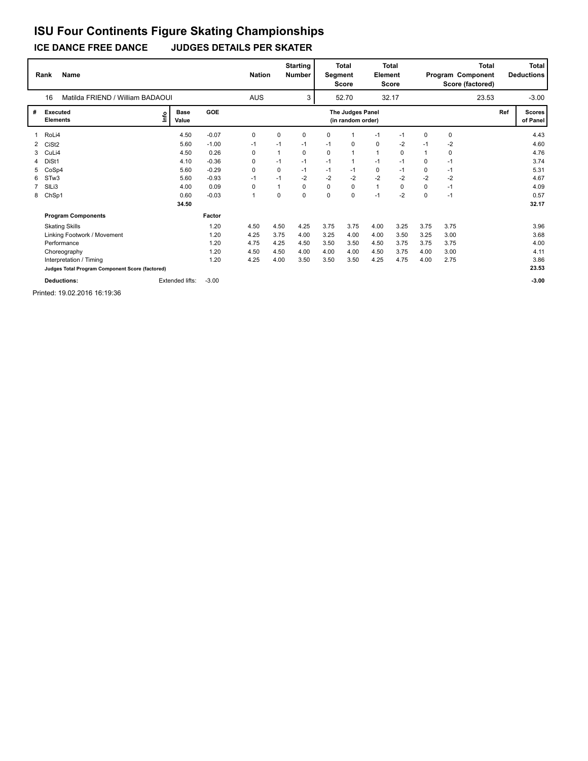# ISU Four Continents Figure Skating Championships

**ICE DANCE FREE DANCE JUDGES DETAILS PER SKATER**

| Rank | Name | Nation | Starting Number | Total Segment Score | Total Element Score | Total Program Component Score (factored) | Total Deductions |
|---|---|---|---|---|---|---|---|
| 16 | Matilda FRIEND / William BADAOUI | AUS | 3 | 52.70 | 32.17 | 23.53 | -3.00 |

| # | Executed Elements | Info | Base Value | GOE | | | | | The Judges Panel (in random order) | | | | | Ref | Scores of Panel |
|---|---|---|---|---|---|---|---|---|---|---|---|---|---|---|---|
| 1 | RoLi4 | | 4.50 | -0.07 | 0 | 0 | 0 | 0 | 1 | -1 | -1 | 0 | 0 | | 4.43 |
| 2 | CiSt2 | | 5.60 | -1.00 | -1 | -1 | -1 | -1 | 0 | 0 | -2 | -1 | -2 | | 4.60 |
| 3 | CuLi4 | | 4.50 | 0.26 | 0 | 1 | 0 | 0 | 1 | 1 | 0 | 1 | 0 | | 4.76 |
| 4 | DiSt1 | | 4.10 | -0.36 | 0 | -1 | -1 | -1 | 1 | -1 | -1 | 0 | -1 | | 3.74 |
| 5 | CoSp4 | | 5.60 | -0.29 | 0 | 0 | -1 | -1 | -1 | 0 | -1 | 0 | -1 | | 5.31 |
| 6 | STw3 | | 5.60 | -0.93 | -1 | -1 | -2 | -2 | -2 | -2 | -2 | -2 | -2 | | 4.67 |
| 7 | SlLi3 | | 4.00 | 0.09 | 0 | 1 | 0 | 0 | 0 | 1 | 0 | 0 | -1 | | 4.09 |
| 8 | ChSp1 | | 0.60 | -0.03 | 1 | 0 | 0 | 0 | 0 | -1 | -2 | 0 | -1 | | 0.57 |
| | | | 34.50 | | | | | | | | | | | | 32.17 |
| | **Program Components** | | | Factor | | | | | | | | | | | |
| | Skating Skills | | | 1.20 | 4.50 | 4.50 | 4.25 | 3.75 | 3.75 | 4.00 | 3.25 | 3.75 | 3.75 | | 3.96 |
| | Linking Footwork / Movement | | | 1.20 | 4.25 | 3.75 | 4.00 | 3.25 | 4.00 | 4.00 | 3.50 | 3.25 | 3.00 | | 3.68 |
| | Performance | | | 1.20 | 4.75 | 4.25 | 4.50 | 3.50 | 3.50 | 4.50 | 3.75 | 3.75 | 3.75 | | 4.00 |
| | Choreography | | | 1.20 | 4.50 | 4.50 | 4.00 | 4.00 | 4.00 | 4.50 | 3.75 | 4.00 | 3.00 | | 4.11 |
| | Interpretation / Timing | | | 1.20 | 4.25 | 4.00 | 3.50 | 3.50 | 3.50 | 4.25 | 4.75 | 4.00 | 2.75 | | 3.86 |
| | **Judges Total Program Component Score (factored)** | | | | | | | | | | | | | | 23.53 |
| | **Deductions:** | Extended lifts: | | -3.00 | | | | | | | | | | | -3.00 |

Printed: 19.02.2016 16:19:36